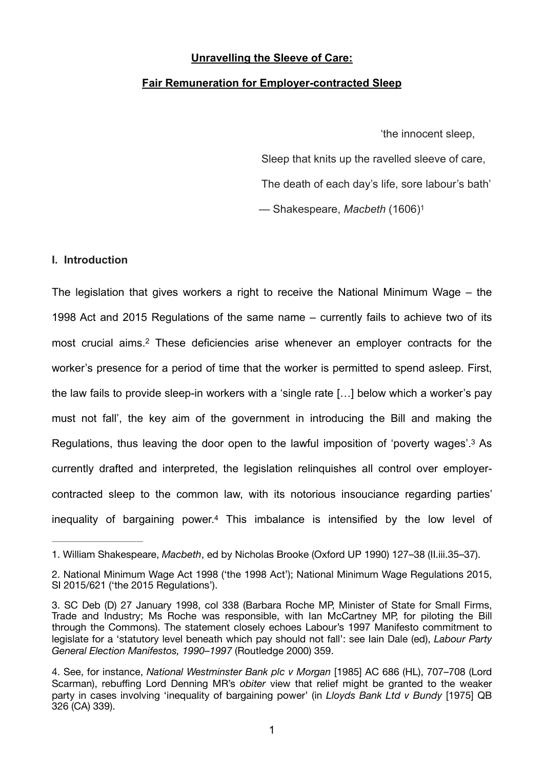**Unravelling the Sleeve of Care:**

**Fair Remuneration for Employer-contracted Sleep**

'the innocent sleep,

Sleep that knits up the ravelled sleeve of care,

The death of each day's life, sore labour's bath'

— Shakespeare, *Macbeth* (1606)[1]

### I. Introduction

The legislation that gives workers a right to receive the National Minimum Wage – the 1998 Act and 2015 Regulations of the same name – currently fails to achieve two of its most crucial aims.[2] These deficiencies arise whenever an employer contracts for the worker's presence for a period of time that the worker is permitted to spend asleep. First, the law fails to provide sleep-in workers with a 'single rate […] below which a worker's pay must not fall', the key aim of the government in introducing the Bill and making the Regulations, thus leaving the door open to the lawful imposition of 'poverty wages'.[3] As currently drafted and interpreted, the legislation relinquishes all control over employer-contracted sleep to the common law, with its notorious insouciance regarding parties' inequality of bargaining power.[4] This imbalance is intensified by the low level of

---

1. William Shakespeare, *Macbeth*, ed by Nicholas Brooke (Oxford UP 1990) 127–38 (II.iii.35–37).

2. National Minimum Wage Act 1998 ('the 1998 Act'); National Minimum Wage Regulations 2015, SI 2015/621 ('the 2015 Regulations').

3. SC Deb (D) 27 January 1998, col 338 (Barbara Roche MP, Minister of State for Small Firms, Trade and Industry; Ms Roche was responsible, with Ian McCartney MP, for piloting the Bill through the Commons). The statement closely echoes Labour's 1997 Manifesto commitment to legislate for a 'statutory level beneath which pay should not fall': see Iain Dale (ed), *Labour Party General Election Manifestos, 1990–1997* (Routledge 2000) 359.

4. See, for instance, *National Westminster Bank plc v Morgan* [1985] AC 686 (HL), 707–708 (Lord Scarman), rebuffing Lord Denning MR's *obiter* view that relief might be granted to the weaker party in cases involving 'inequality of bargaining power' (in *Lloyds Bank Ltd v Bundy* [1975] QB 326 (CA) 339).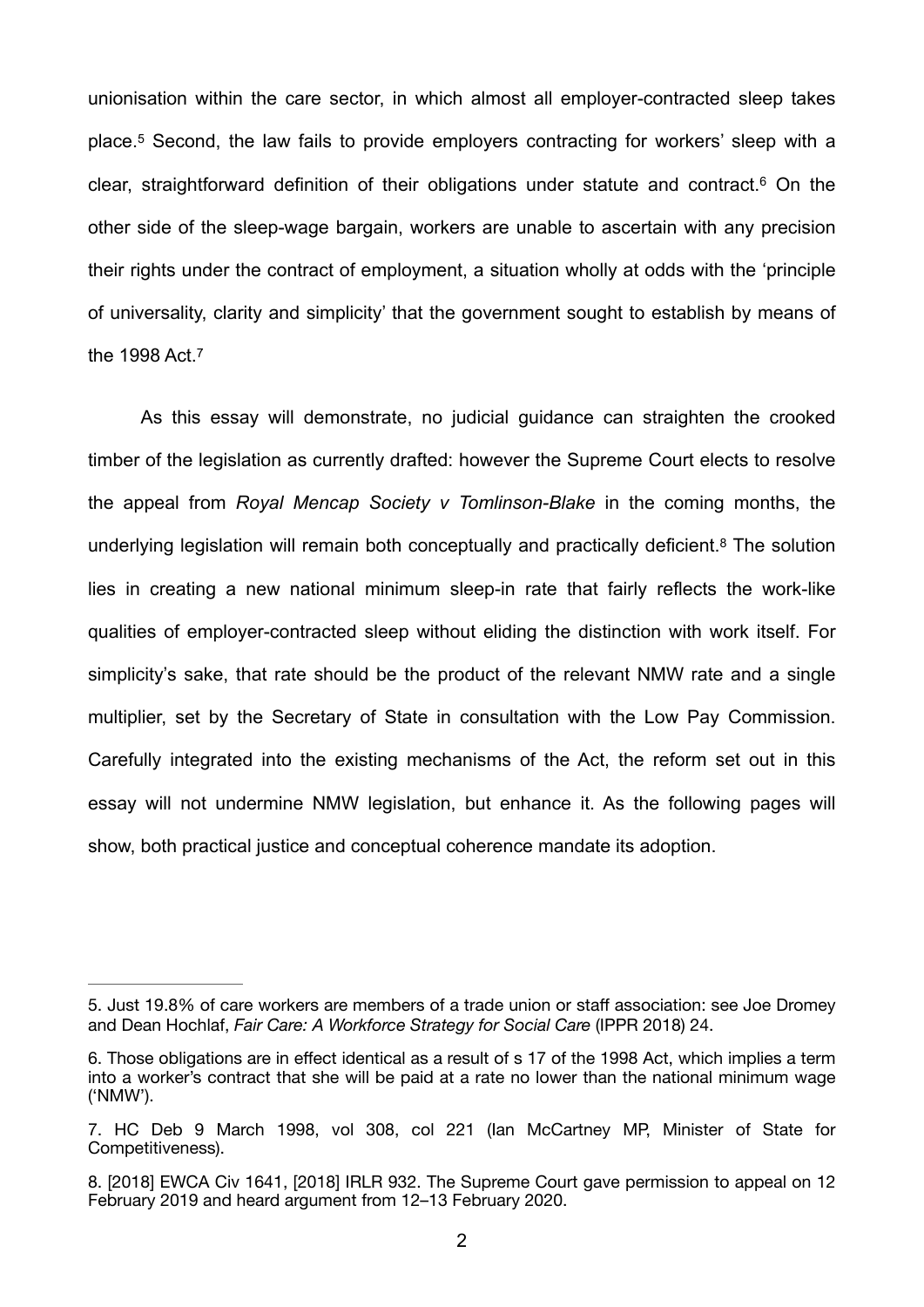unionisation within the care sector, in which almost all employer-contracted sleep takes place.[5] Second, the law fails to provide employers contracting for workers' sleep with a clear, straightforward definition of their obligations under statute and contract.[6] On the other side of the sleep-wage bargain, workers are unable to ascertain with any precision their rights under the contract of employment, a situation wholly at odds with the 'principle of universality, clarity and simplicity' that the government sought to establish by means of the 1998 Act.[7]

As this essay will demonstrate, no judicial guidance can straighten the crooked timber of the legislation as currently drafted: however the Supreme Court elects to resolve the appeal from *Royal Mencap Society v Tomlinson-Blake* in the coming months, the underlying legislation will remain both conceptually and practically deficient.[8] The solution lies in creating a new national minimum sleep-in rate that fairly reflects the work-like qualities of employer-contracted sleep without eliding the distinction with work itself. For simplicity's sake, that rate should be the product of the relevant NMW rate and a single multiplier, set by the Secretary of State in consultation with the Low Pay Commission. Carefully integrated into the existing mechanisms of the Act, the reform set out in this essay will not undermine NMW legislation, but enhance it. As the following pages will show, both practical justice and conceptual coherence mandate its adoption.

---

5. Just 19.8% of care workers are members of a trade union or staff association: see Joe Dromey and Dean Hochlaf, *Fair Care: A Workforce Strategy for Social Care* (IPPR 2018) 24.

6. Those obligations are in effect identical as a result of s 17 of the 1998 Act, which implies a term into a worker's contract that she will be paid at a rate no lower than the national minimum wage ('NMW').

7. HC Deb 9 March 1998, vol 308, col 221 (Ian McCartney MP, Minister of State for Competitiveness).

8. [2018] EWCA Civ 1641, [2018] IRLR 932. The Supreme Court gave permission to appeal on 12 February 2019 and heard argument from 12–13 February 2020.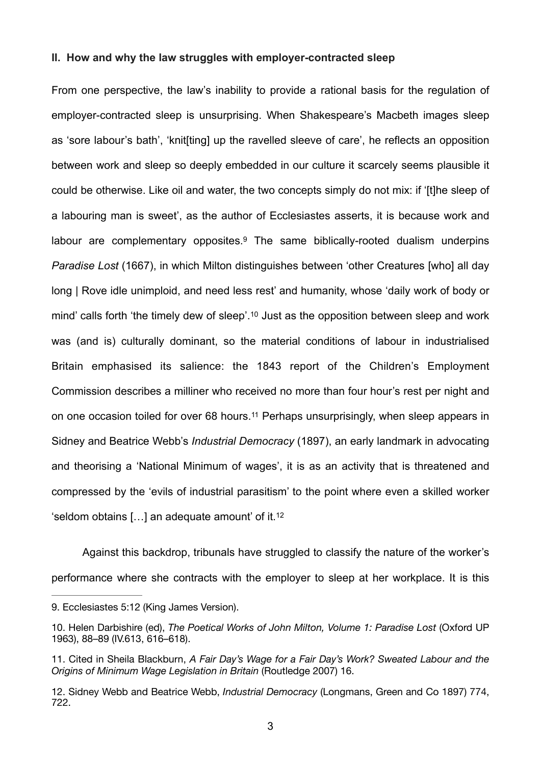**II. How and why the law struggles with employer-contracted sleep**

From one perspective, the law's inability to provide a rational basis for the regulation of employer-contracted sleep is unsurprising. When Shakespeare's Macbeth images sleep as 'sore labour's bath', 'knit[ting] up the ravelled sleeve of care', he reflects an opposition between work and sleep so deeply embedded in our culture it scarcely seems plausible it could be otherwise. Like oil and water, the two concepts simply do not mix: if '[t]he sleep of a labouring man is sweet', as the author of Ecclesiastes asserts, it is because work and labour are complementary opposites.[9] The same biblically-rooted dualism underpins *Paradise Lost* (1667), in which Milton distinguishes between 'other Creatures [who] all day long | Rove idle unimploid, and need less rest' and humanity, whose 'daily work of body or mind' calls forth 'the timely dew of sleep'.[10] Just as the opposition between sleep and work was (and is) culturally dominant, so the material conditions of labour in industrialised Britain emphasised its salience: the 1843 report of the Children's Employment Commission describes a milliner who received no more than four hour's rest per night and on one occasion toiled for over 68 hours.[11] Perhaps unsurprisingly, when sleep appears in Sidney and Beatrice Webb's *Industrial Democracy* (1897), an early landmark in advocating and theorising a 'National Minimum of wages', it is as an activity that is threatened and compressed by the 'evils of industrial parasitism' to the point where even a skilled worker 'seldom obtains […] an adequate amount' of it.[12]

Against this backdrop, tribunals have struggled to classify the nature of the worker's performance where she contracts with the employer to sleep at her workplace. It is this

---

9. Ecclesiastes 5:12 (King James Version).

10. Helen Darbishire (ed), *The Poetical Works of John Milton, Volume 1: Paradise Lost* (Oxford UP 1963), 88–89 (IV.613, 616–618).

11. Cited in Sheila Blackburn, *A Fair Day's Wage for a Fair Day's Work? Sweated Labour and the Origins of Minimum Wage Legislation in Britain* (Routledge 2007) 16.

12. Sidney Webb and Beatrice Webb, *Industrial Democracy* (Longmans, Green and Co 1897) 774, 722.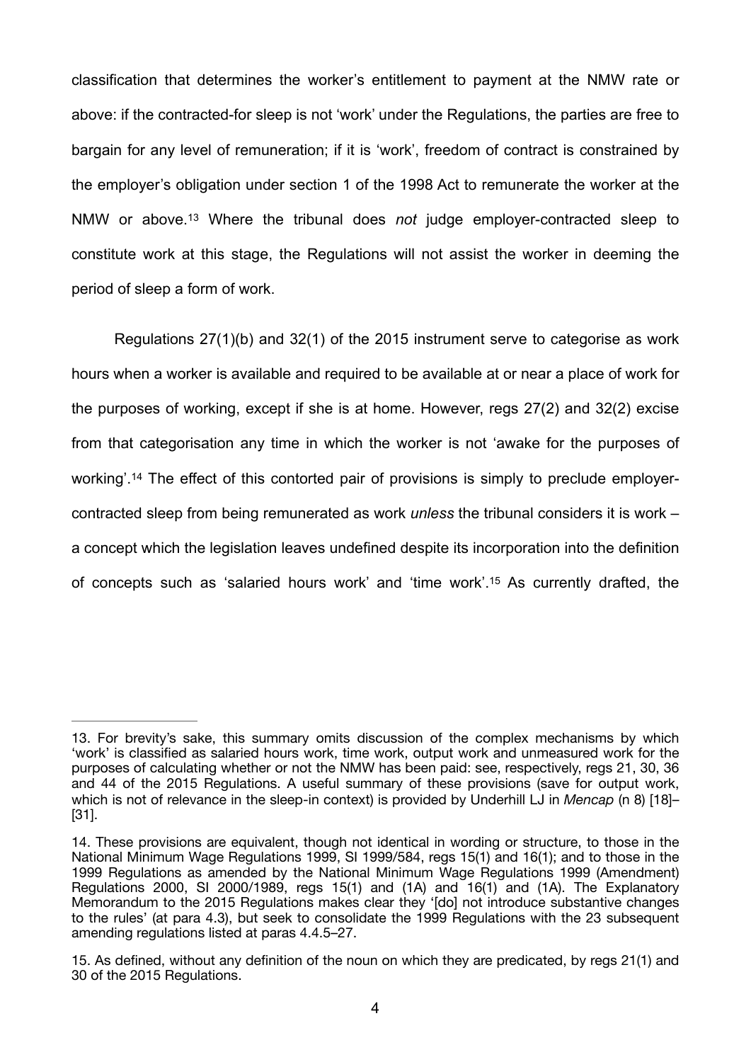classification that determines the worker's entitlement to payment at the NMW rate or above: if the contracted-for sleep is not 'work' under the Regulations, the parties are free to bargain for any level of remuneration; if it is 'work', freedom of contract is constrained by the employer's obligation under section 1 of the 1998 Act to remunerate the worker at the NMW or above.[13] Where the tribunal does *not* judge employer-contracted sleep to constitute work at this stage, the Regulations will not assist the worker in deeming the period of sleep a form of work.

Regulations 27(1)(b) and 32(1) of the 2015 instrument serve to categorise as work hours when a worker is available and required to be available at or near a place of work for the purposes of working, except if she is at home. However, regs 27(2) and 32(2) excise from that categorisation any time in which the worker is not 'awake for the purposes of working'.[14] The effect of this contorted pair of provisions is simply to preclude employer-contracted sleep from being remunerated as work *unless* the tribunal considers it is work – a concept which the legislation leaves undefined despite its incorporation into the definition of concepts such as 'salaried hours work' and 'time work'.[15] As currently drafted, the

---

13. For brevity's sake, this summary omits discussion of the complex mechanisms by which 'work' is classified as salaried hours work, time work, output work and unmeasured work for the purposes of calculating whether or not the NMW has been paid: see, respectively, regs 21, 30, 36 and 44 of the 2015 Regulations. A useful summary of these provisions (save for output work, which is not of relevance in the sleep-in context) is provided by Underhill LJ in *Mencap* (n 8) [18]–[31].

14. These provisions are equivalent, though not identical in wording or structure, to those in the National Minimum Wage Regulations 1999, SI 1999/584, regs 15(1) and 16(1); and to those in the 1999 Regulations as amended by the National Minimum Wage Regulations 1999 (Amendment) Regulations 2000, SI 2000/1989, regs 15(1) and (1A) and 16(1) and (1A). The Explanatory Memorandum to the 2015 Regulations makes clear they '[do] not introduce substantive changes to the rules' (at para 4.3), but seek to consolidate the 1999 Regulations with the 23 subsequent amending regulations listed at paras 4.4.5–27.

15. As defined, without any definition of the noun on which they are predicated, by regs 21(1) and 30 of the 2015 Regulations.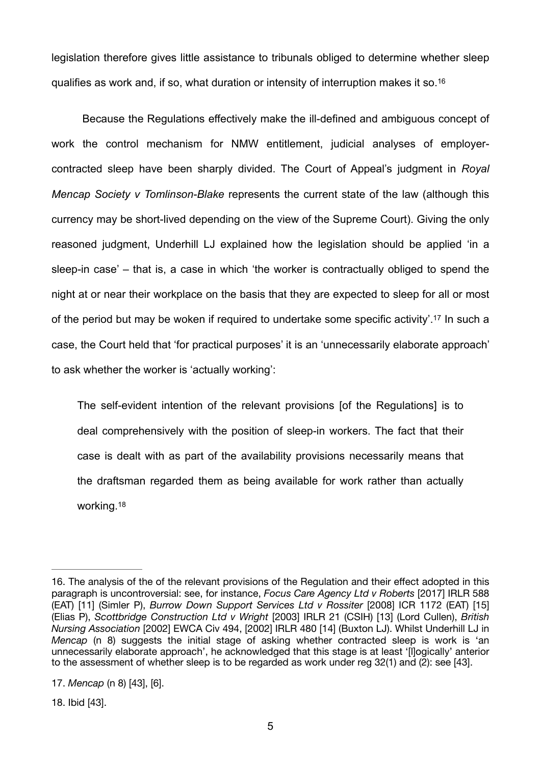legislation therefore gives little assistance to tribunals obliged to determine whether sleep qualifies as work and, if so, what duration or intensity of interruption makes it so.[16]

Because the Regulations effectively make the ill-defined and ambiguous concept of work the control mechanism for NMW entitlement, judicial analyses of employer-contracted sleep have been sharply divided. The Court of Appeal's judgment in *Royal Mencap Society v Tomlinson-Blake* represents the current state of the law (although this currency may be short-lived depending on the view of the Supreme Court). Giving the only reasoned judgment, Underhill LJ explained how the legislation should be applied 'in a sleep-in case' – that is, a case in which 'the worker is contractually obliged to spend the night at or near their workplace on the basis that they are expected to sleep for all or most of the period but may be woken if required to undertake some specific activity'.[17] In such a case, the Court held that 'for practical purposes' it is an 'unnecessarily elaborate approach' to ask whether the worker is 'actually working':

> The self-evident intention of the relevant provisions [of the Regulations] is to deal comprehensively with the position of sleep-in workers. The fact that their case is dealt with as part of the availability provisions necessarily means that the draftsman regarded them as being available for work rather than actually working.[18]

---

16. The analysis of the of the relevant provisions of the Regulation and their effect adopted in this paragraph is uncontroversial: see, for instance, *Focus Care Agency Ltd v Roberts* [2017] IRLR 588 (EAT) [11] (Simler P), *Burrow Down Support Services Ltd v Rossiter* [2008] ICR 1172 (EAT) [15] (Elias P), *Scottbridge Construction Ltd v Wright* [2003] IRLR 21 (CSIH) [13] (Lord Cullen), *British Nursing Association* [2002] EWCA Civ 494, [2002] IRLR 480 [14] (Buxton LJ). Whilst Underhill LJ in *Mencap* (n 8) suggests the initial stage of asking whether contracted sleep is work is 'an unnecessarily elaborate approach', he acknowledged that this stage is at least '[l]ogically' anterior to the assessment of whether sleep is to be regarded as work under reg 32(1) and (2): see [43].

17. *Mencap* (n 8) [43], [6].

18. Ibid [43].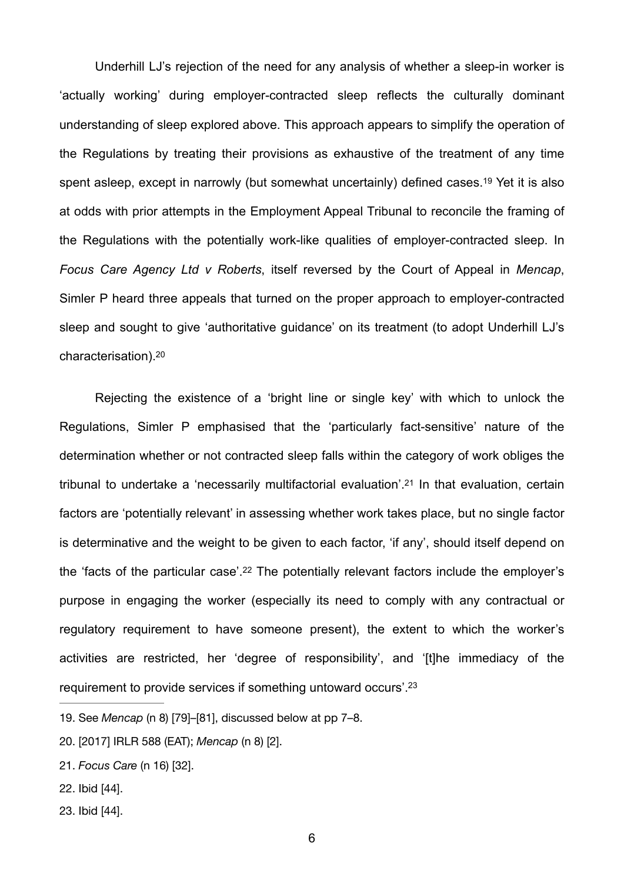Underhill LJ's rejection of the need for any analysis of whether a sleep-in worker is 'actually working' during employer-contracted sleep reflects the culturally dominant understanding of sleep explored above. This approach appears to simplify the operation of the Regulations by treating their provisions as exhaustive of the treatment of any time spent asleep, except in narrowly (but somewhat uncertainly) defined cases.[19] Yet it is also at odds with prior attempts in the Employment Appeal Tribunal to reconcile the framing of the Regulations with the potentially work-like qualities of employer-contracted sleep. In *Focus Care Agency Ltd v Roberts*, itself reversed by the Court of Appeal in *Mencap*, Simler P heard three appeals that turned on the proper approach to employer-contracted sleep and sought to give 'authoritative guidance' on its treatment (to adopt Underhill LJ's characterisation).[20]

Rejecting the existence of a 'bright line or single key' with which to unlock the Regulations, Simler P emphasised that the 'particularly fact-sensitive' nature of the determination whether or not contracted sleep falls within the category of work obliges the tribunal to undertake a 'necessarily multifactorial evaluation'.[21] In that evaluation, certain factors are 'potentially relevant' in assessing whether work takes place, but no single factor is determinative and the weight to be given to each factor, 'if any', should itself depend on the 'facts of the particular case'.[22] The potentially relevant factors include the employer's purpose in engaging the worker (especially its need to comply with any contractual or regulatory requirement to have someone present), the extent to which the worker's activities are restricted, her 'degree of responsibility', and '[t]he immediacy of the requirement to provide services if something untoward occurs'.[23]

---

19. See *Mencap* (n 8) [79]–[81], discussed below at pp 7–8.

20. [2017] IRLR 588 (EAT); *Mencap* (n 8) [2].

21. *Focus Care* (n 16) [32].

22. Ibid [44].

23. Ibid [44].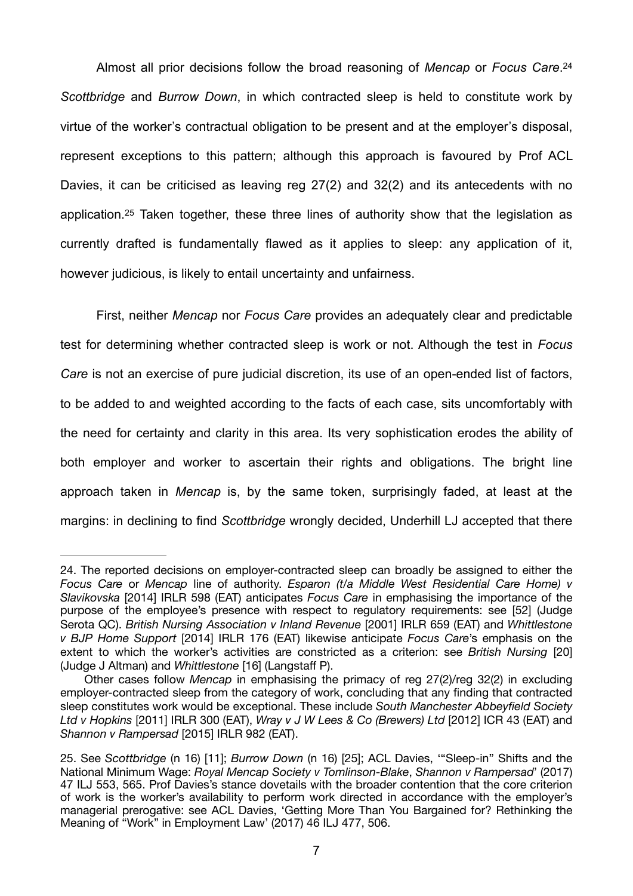Almost all prior decisions follow the broad reasoning of *Mencap* or *Focus Care*.[24] *Scottbridge* and *Burrow Down*, in which contracted sleep is held to constitute work by virtue of the worker's contractual obligation to be present and at the employer's disposal, represent exceptions to this pattern; although this approach is favoured by Prof ACL Davies, it can be criticised as leaving reg 27(2) and 32(2) and its antecedents with no application.[25] Taken together, these three lines of authority show that the legislation as currently drafted is fundamentally flawed as it applies to sleep: any application of it, however judicious, is likely to entail uncertainty and unfairness.

First, neither *Mencap* nor *Focus Care* provides an adequately clear and predictable test for determining whether contracted sleep is work or not. Although the test in *Focus Care* is not an exercise of pure judicial discretion, its use of an open-ended list of factors, to be added to and weighted according to the facts of each case, sits uncomfortably with the need for certainty and clarity in this area. Its very sophistication erodes the ability of both employer and worker to ascertain their rights and obligations. The bright line approach taken in *Mencap* is, by the same token, surprisingly faded, at least at the margins: in declining to find *Scottbridge* wrongly decided, Underhill LJ accepted that there

---

24. The reported decisions on employer-contracted sleep can broadly be assigned to either the *Focus Care* or *Mencap* line of authority. *Esparon (t/a Middle West Residential Care Home) v Slavikovska* [2014] IRLR 598 (EAT) anticipates *Focus Care* in emphasising the importance of the purpose of the employee's presence with respect to regulatory requirements: see [52] (Judge Serota QC). *British Nursing Association v Inland Revenue* [2001] IRLR 659 (EAT) and *Whittlestone v BJP Home Support* [2014] IRLR 176 (EAT) likewise anticipate *Focus Care*'s emphasis on the extent to which the worker's activities are constricted as a criterion: see *British Nursing* [20] (Judge J Altman) and *Whittlestone* [16] (Langstaff P).

Other cases follow *Mencap* in emphasising the primacy of reg 27(2)/reg 32(2) in excluding employer-contracted sleep from the category of work, concluding that any finding that contracted sleep constitutes work would be exceptional. These include *South Manchester Abbeyfield Society Ltd v Hopkins* [2011] IRLR 300 (EAT), *Wray v J W Lees & Co (Brewers) Ltd* [2012] ICR 43 (EAT) and *Shannon v Rampersad* [2015] IRLR 982 (EAT).

25. See *Scottbridge* (n 16) [11]; *Burrow Down* (n 16) [25]; ACL Davies, '"Sleep-in" Shifts and the National Minimum Wage: *Royal Mencap Society v Tomlinson-Blake*, *Shannon v Rampersad*' (2017) 47 ILJ 553, 565. Prof Davies's stance dovetails with the broader contention that the core criterion of work is the worker's availability to perform work directed in accordance with the employer's managerial prerogative: see ACL Davies, 'Getting More Than You Bargained for? Rethinking the Meaning of "Work" in Employment Law' (2017) 46 ILJ 477, 506.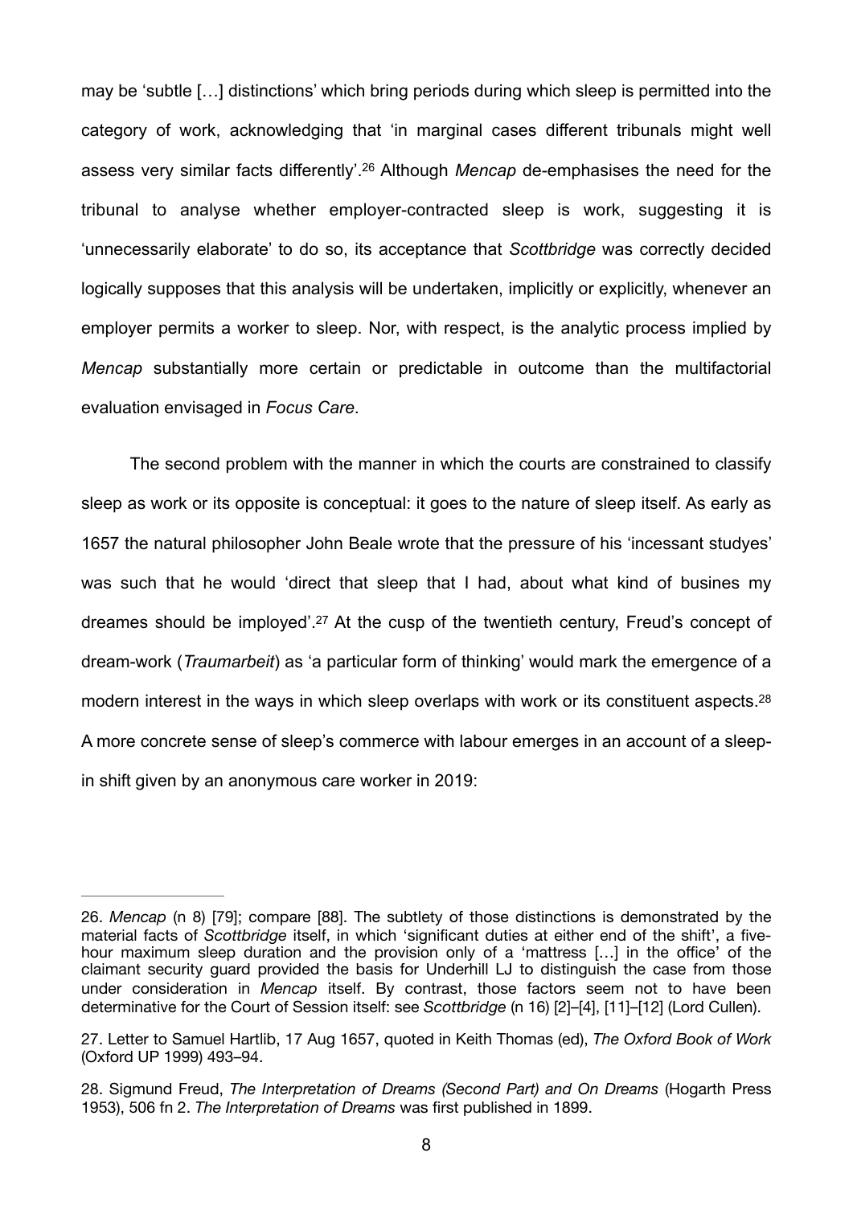may be 'subtle […] distinctions' which bring periods during which sleep is permitted into the category of work, acknowledging that 'in marginal cases different tribunals might well assess very similar facts differently'.[26] Although *Mencap* de-emphasises the need for the tribunal to analyse whether employer-contracted sleep is work, suggesting it is 'unnecessarily elaborate' to do so, its acceptance that *Scottbridge* was correctly decided logically supposes that this analysis will be undertaken, implicitly or explicitly, whenever an employer permits a worker to sleep. Nor, with respect, is the analytic process implied by *Mencap* substantially more certain or predictable in outcome than the multifactorial evaluation envisaged in *Focus Care*.

The second problem with the manner in which the courts are constrained to classify sleep as work or its opposite is conceptual: it goes to the nature of sleep itself. As early as 1657 the natural philosopher John Beale wrote that the pressure of his 'incessant studyes' was such that he would 'direct that sleep that I had, about what kind of busines my dreames should be imployed'.[27] At the cusp of the twentieth century, Freud's concept of dream-work (*Traumarbeit*) as 'a particular form of thinking' would mark the emergence of a modern interest in the ways in which sleep overlaps with work or its constituent aspects.[28] A more concrete sense of sleep's commerce with labour emerges in an account of a sleep-in shift given by an anonymous care worker in 2019:

---

26. *Mencap* (n 8) [79]; compare [88]. The subtlety of those distinctions is demonstrated by the material facts of *Scottbridge* itself, in which 'significant duties at either end of the shift', a five-hour maximum sleep duration and the provision only of a 'mattress […] in the office' of the claimant security guard provided the basis for Underhill LJ to distinguish the case from those under consideration in *Mencap* itself. By contrast, those factors seem not to have been determinative for the Court of Session itself: see *Scottbridge* (n 16) [2]–[4], [11]–[12] (Lord Cullen).

27. Letter to Samuel Hartlib, 17 Aug 1657, quoted in Keith Thomas (ed), *The Oxford Book of Work* (Oxford UP 1999) 493–94.

28. Sigmund Freud, *The Interpretation of Dreams (Second Part) and On Dreams* (Hogarth Press 1953), 506 fn 2. *The Interpretation of Dreams* was first published in 1899.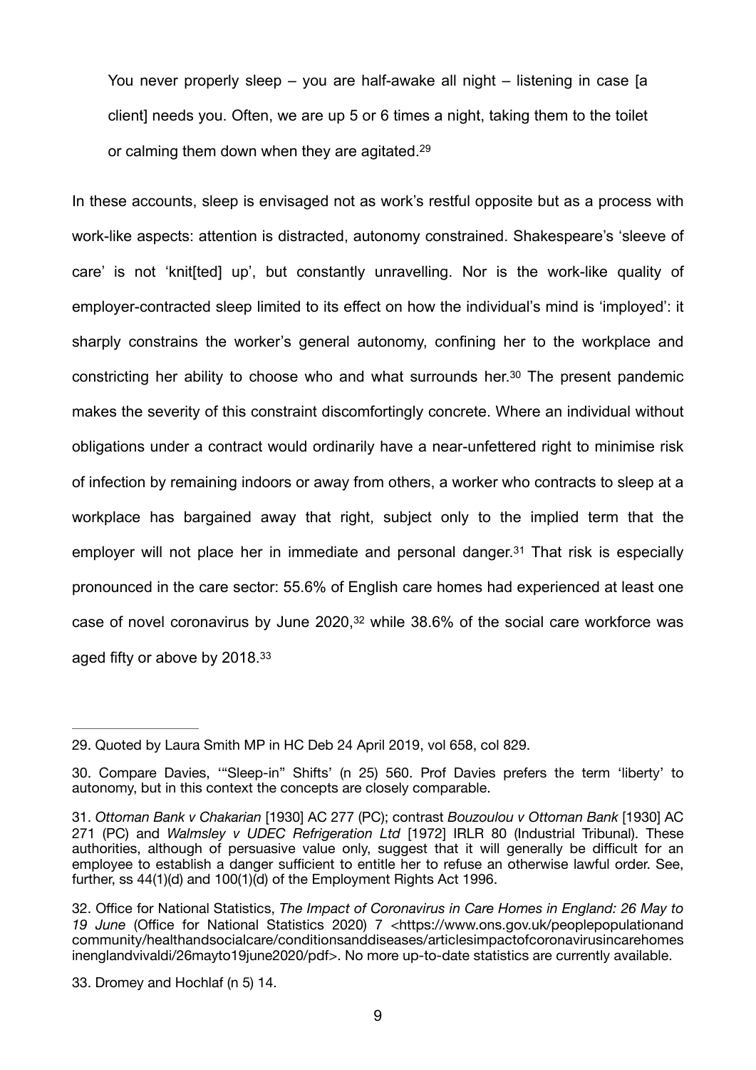> You never properly sleep – you are half-awake all night – listening in case [a client] needs you. Often, we are up 5 or 6 times a night, taking them to the toilet or calming them down when they are agitated.[29]

In these accounts, sleep is envisaged not as work's restful opposite but as a process with work-like aspects: attention is distracted, autonomy constrained. Shakespeare's 'sleeve of care' is not 'knit[ted] up', but constantly unravelling. Nor is the work-like quality of employer-contracted sleep limited to its effect on how the individual's mind is 'imployed': it sharply constrains the worker's general autonomy, confining her to the workplace and constricting her ability to choose who and what surrounds her.[30] The present pandemic makes the severity of this constraint discomfortingly concrete. Where an individual without obligations under a contract would ordinarily have a near-unfettered right to minimise risk of infection by remaining indoors or away from others, a worker who contracts to sleep at a workplace has bargained away that right, subject only to the implied term that the employer will not place her in immediate and personal danger.[31] That risk is especially pronounced in the care sector: 55.6% of English care homes had experienced at least one case of novel coronavirus by June 2020,[32] while 38.6% of the social care workforce was aged fifty or above by 2018.[33]

---

29. Quoted by Laura Smith MP in HC Deb 24 April 2019, vol 658, col 829.

30. Compare Davies, '"Sleep-in" Shifts' (n 25) 560. Prof Davies prefers the term 'liberty' to autonomy, but in this context the concepts are closely comparable.

31. *Ottoman Bank v Chakarian* [1930] AC 277 (PC); contrast *Bouzoulou v Ottoman Bank* [1930] AC 271 (PC) and *Walmsley v UDEC Refrigeration Ltd* [1972] IRLR 80 (Industrial Tribunal). These authorities, although of persuasive value only, suggest that it will generally be difficult for an employee to establish a danger sufficient to entitle her to refuse an otherwise lawful order. See, further, ss 44(1)(d) and 100(1)(d) of the Employment Rights Act 1996.

32. Office for National Statistics, *The Impact of Coronavirus in Care Homes in England: 26 May to 19 June* (Office for National Statistics 2020) 7 <https://www.ons.gov.uk/peoplepopulationandcommunity/healthandsocialcare/conditionsanddiseases/articlesimpactofcoronavirusincarehomesinenglandvivaldi/26mayto19june2020/pdf>. No more up-to-date statistics are currently available.

33. Dromey and Hochlaf (n 5) 14.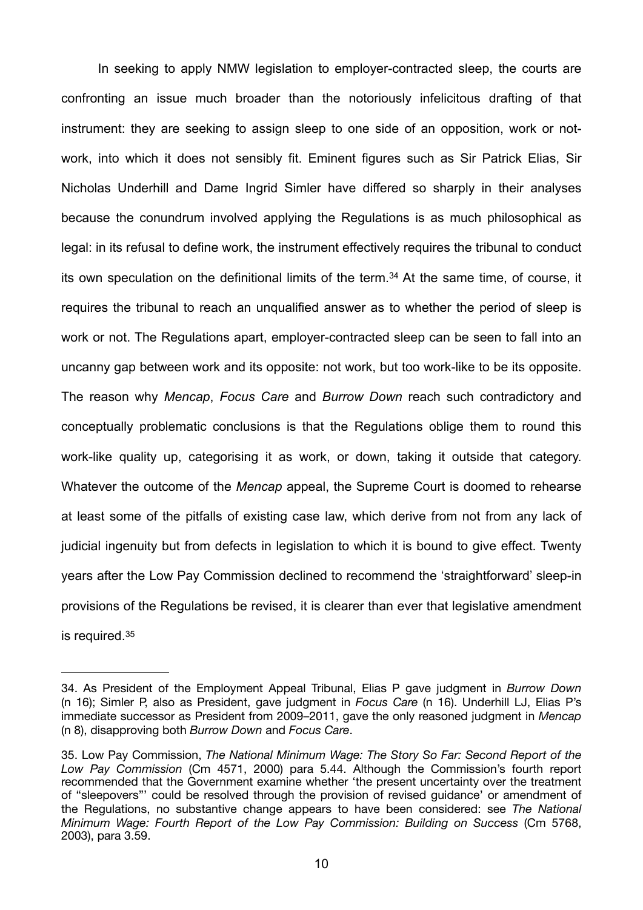In seeking to apply NMW legislation to employer-contracted sleep, the courts are confronting an issue much broader than the notoriously infelicitous drafting of that instrument: they are seeking to assign sleep to one side of an opposition, work or not-work, into which it does not sensibly fit. Eminent figures such as Sir Patrick Elias, Sir Nicholas Underhill and Dame Ingrid Simler have differed so sharply in their analyses because the conundrum involved applying the Regulations is as much philosophical as legal: in its refusal to define work, the instrument effectively requires the tribunal to conduct its own speculation on the definitional limits of the term.[34] At the same time, of course, it requires the tribunal to reach an unqualified answer as to whether the period of sleep is work or not. The Regulations apart, employer-contracted sleep can be seen to fall into an uncanny gap between work and its opposite: not work, but too work-like to be its opposite. The reason why *Mencap*, *Focus Care* and *Burrow Down* reach such contradictory and conceptually problematic conclusions is that the Regulations oblige them to round this work-like quality up, categorising it as work, or down, taking it outside that category. Whatever the outcome of the *Mencap* appeal, the Supreme Court is doomed to rehearse at least some of the pitfalls of existing case law, which derive from not from any lack of judicial ingenuity but from defects in legislation to which it is bound to give effect. Twenty years after the Low Pay Commission declined to recommend the 'straightforward' sleep-in provisions of the Regulations be revised, it is clearer than ever that legislative amendment is required.[35]

---

34. As President of the Employment Appeal Tribunal, Elias P gave judgment in *Burrow Down* (n 16); Simler P, also as President, gave judgment in *Focus Care* (n 16). Underhill LJ, Elias P's immediate successor as President from 2009–2011, gave the only reasoned judgment in *Mencap* (n 8), disapproving both *Burrow Down* and *Focus Care*.

35. Low Pay Commission, *The National Minimum Wage: The Story So Far: Second Report of the Low Pay Commission* (Cm 4571, 2000) para 5.44. Although the Commission's fourth report recommended that the Government examine whether 'the present uncertainty over the treatment of "sleepovers"' could be resolved through the provision of revised guidance' or amendment of the Regulations, no substantive change appears to have been considered: see *The National Minimum Wage: Fourth Report of the Low Pay Commission: Building on Success* (Cm 5768, 2003), para 3.59.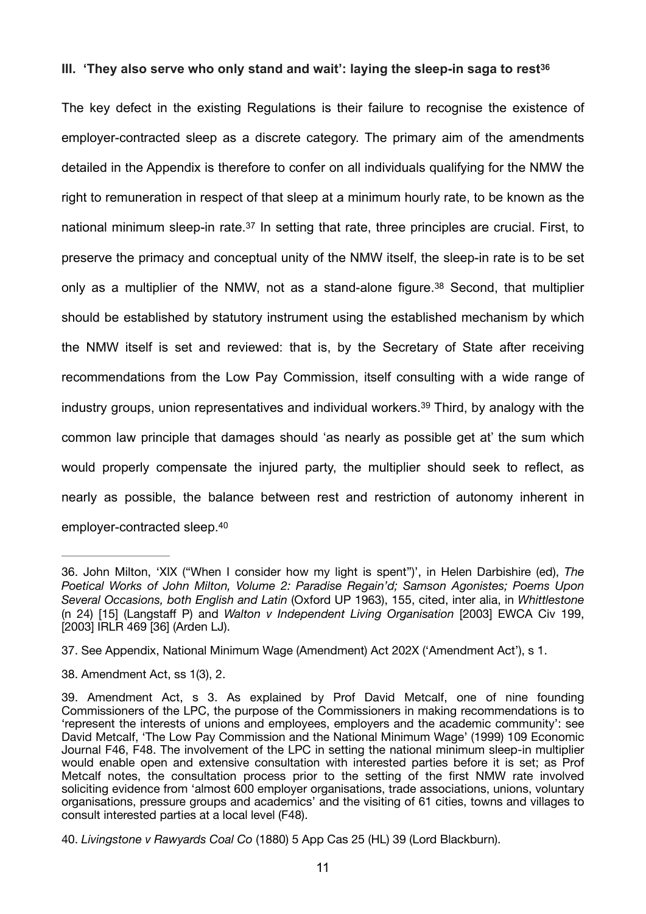### III. 'They also serve who only stand and wait': laying the sleep-in saga to rest[36]

The key defect in the existing Regulations is their failure to recognise the existence of employer-contracted sleep as a discrete category. The primary aim of the amendments detailed in the Appendix is therefore to confer on all individuals qualifying for the NMW the right to remuneration in respect of that sleep at a minimum hourly rate, to be known as the national minimum sleep-in rate.[37] In setting that rate, three principles are crucial. First, to preserve the primacy and conceptual unity of the NMW itself, the sleep-in rate is to be set only as a multiplier of the NMW, not as a stand-alone figure.[38] Second, that multiplier should be established by statutory instrument using the established mechanism by which the NMW itself is set and reviewed: that is, by the Secretary of State after receiving recommendations from the Low Pay Commission, itself consulting with a wide range of industry groups, union representatives and individual workers.[39] Third, by analogy with the common law principle that damages should 'as nearly as possible get at' the sum which would properly compensate the injured party, the multiplier should seek to reflect, as nearly as possible, the balance between rest and restriction of autonomy inherent in employer-contracted sleep.[40]

---

36. John Milton, 'XIX ("When I consider how my light is spent")', in Helen Darbishire (ed), *The Poetical Works of John Milton, Volume 2: Paradise Regain'd; Samson Agonistes; Poems Upon Several Occasions, both English and Latin* (Oxford UP 1963), 155, cited, inter alia, in *Whittlestone* (n 24) [15] (Langstaff P) and *Walton v Independent Living Organisation* [2003] EWCA Civ 199, [2003] IRLR 469 [36] (Arden LJ).

37. See Appendix, National Minimum Wage (Amendment) Act 202X ('Amendment Act'), s 1.

38. Amendment Act, ss 1(3), 2.

39. Amendment Act, s 3. As explained by Prof David Metcalf, one of nine founding Commissioners of the LPC, the purpose of the Commissioners in making recommendations is to 'represent the interests of unions and employees, employers and the academic community': see David Metcalf, 'The Low Pay Commission and the National Minimum Wage' (1999) 109 Economic Journal F46, F48. The involvement of the LPC in setting the national minimum sleep-in multiplier would enable open and extensive consultation with interested parties before it is set; as Prof Metcalf notes, the consultation process prior to the setting of the first NMW rate involved soliciting evidence from 'almost 600 employer organisations, trade associations, unions, voluntary organisations, pressure groups and academics' and the visiting of 61 cities, towns and villages to consult interested parties at a local level (F48).

40. *Livingstone v Rawyards Coal Co* (1880) 5 App Cas 25 (HL) 39 (Lord Blackburn).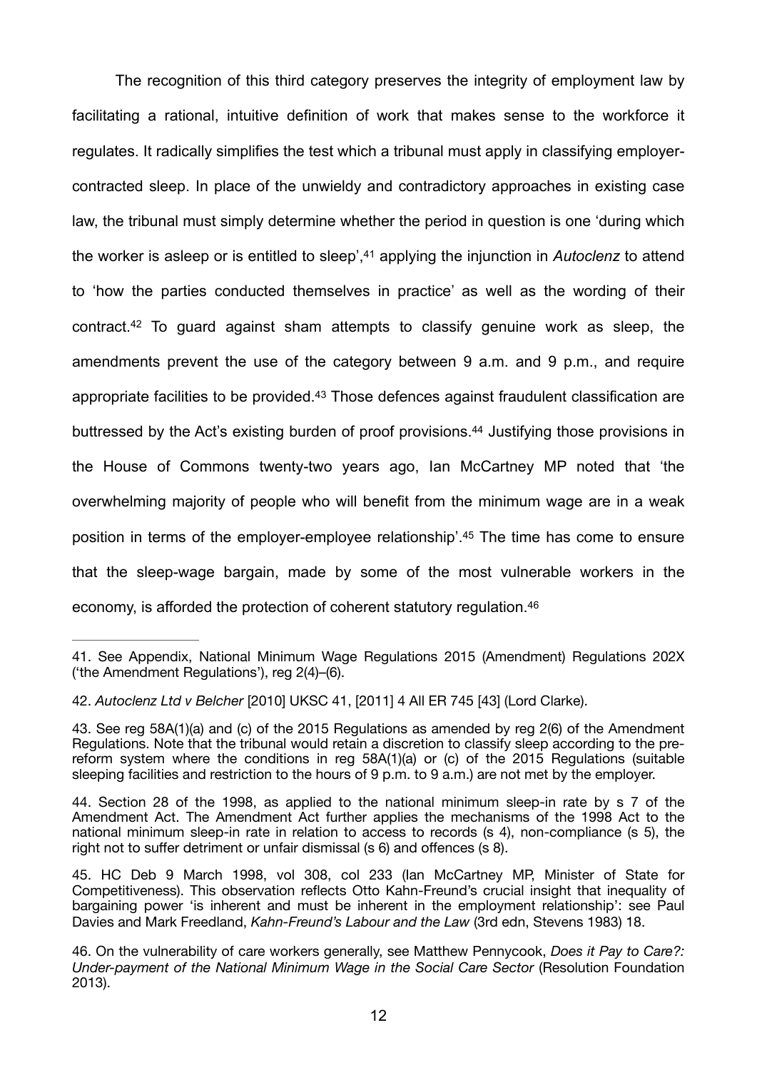The recognition of this third category preserves the integrity of employment law by facilitating a rational, intuitive definition of work that makes sense to the workforce it regulates. It radically simplifies the test which a tribunal must apply in classifying employer-contracted sleep. In place of the unwieldy and contradictory approaches in existing case law, the tribunal must simply determine whether the period in question is one 'during which the worker is asleep or is entitled to sleep',[41] applying the injunction in *Autoclenz* to attend to 'how the parties conducted themselves in practice' as well as the wording of their contract.[42] To guard against sham attempts to classify genuine work as sleep, the amendments prevent the use of the category between 9 a.m. and 9 p.m., and require appropriate facilities to be provided.[43] Those defences against fraudulent classification are buttressed by the Act's existing burden of proof provisions.[44] Justifying those provisions in the House of Commons twenty-two years ago, Ian McCartney MP noted that 'the overwhelming majority of people who will benefit from the minimum wage are in a weak position in terms of the employer-employee relationship'.[45] The time has come to ensure that the sleep-wage bargain, made by some of the most vulnerable workers in the economy, is afforded the protection of coherent statutory regulation.[46]

---

41. See Appendix, National Minimum Wage Regulations 2015 (Amendment) Regulations 202X ('the Amendment Regulations'), reg 2(4)–(6).

42. *Autoclenz Ltd v Belcher* [2010] UKSC 41, [2011] 4 All ER 745 [43] (Lord Clarke).

43. See reg 58A(1)(a) and (c) of the 2015 Regulations as amended by reg 2(6) of the Amendment Regulations. Note that the tribunal would retain a discretion to classify sleep according to the pre-reform system where the conditions in reg 58A(1)(a) or (c) of the 2015 Regulations (suitable sleeping facilities and restriction to the hours of 9 p.m. to 9 a.m.) are not met by the employer.

44. Section 28 of the 1998, as applied to the national minimum sleep-in rate by s 7 of the Amendment Act. The Amendment Act further applies the mechanisms of the 1998 Act to the national minimum sleep-in rate in relation to access to records (s 4), non-compliance (s 5), the right not to suffer detriment or unfair dismissal (s 6) and offences (s 8).

45. HC Deb 9 March 1998, vol 308, col 233 (Ian McCartney MP, Minister of State for Competitiveness). This observation reflects Otto Kahn-Freund's crucial insight that inequality of bargaining power 'is inherent and must be inherent in the employment relationship': see Paul Davies and Mark Freedland, *Kahn-Freund's Labour and the Law* (3rd edn, Stevens 1983) 18.

46. On the vulnerability of care workers generally, see Matthew Pennycook, *Does it Pay to Care?: Under-payment of the National Minimum Wage in the Social Care Sector* (Resolution Foundation 2013).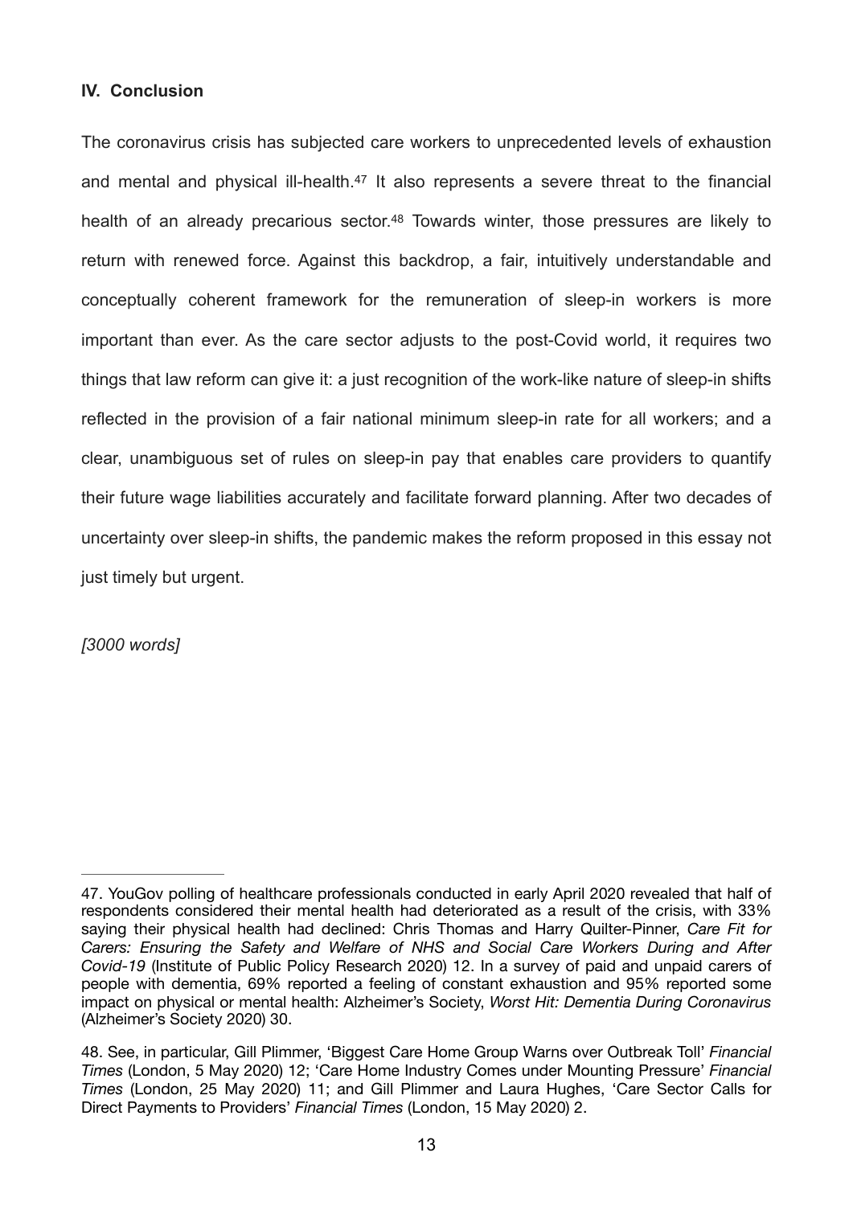## IV. Conclusion

The coronavirus crisis has subjected care workers to unprecedented levels of exhaustion and mental and physical ill-health.[47] It also represents a severe threat to the financial health of an already precarious sector.[48] Towards winter, those pressures are likely to return with renewed force. Against this backdrop, a fair, intuitively understandable and conceptually coherent framework for the remuneration of sleep-in workers is more important than ever. As the care sector adjusts to the post-Covid world, it requires two things that law reform can give it: a just recognition of the work-like nature of sleep-in shifts reflected in the provision of a fair national minimum sleep-in rate for all workers; and a clear, unambiguous set of rules on sleep-in pay that enables care providers to quantify their future wage liabilities accurately and facilitate forward planning. After two decades of uncertainty over sleep-in shifts, the pandemic makes the reform proposed in this essay not just timely but urgent.

*[3000 words]*

---

47. YouGov polling of healthcare professionals conducted in early April 2020 revealed that half of respondents considered their mental health had deteriorated as a result of the crisis, with 33% saying their physical health had declined: Chris Thomas and Harry Quilter-Pinner, *Care Fit for Carers: Ensuring the Safety and Welfare of NHS and Social Care Workers During and After Covid-19* (Institute of Public Policy Research 2020) 12. In a survey of paid and unpaid carers of people with dementia, 69% reported a feeling of constant exhaustion and 95% reported some impact on physical or mental health: Alzheimer's Society, *Worst Hit: Dementia During Coronavirus* (Alzheimer's Society 2020) 30.

48. See, in particular, Gill Plimmer, 'Biggest Care Home Group Warns over Outbreak Toll' *Financial Times* (London, 5 May 2020) 12; 'Care Home Industry Comes under Mounting Pressure' *Financial Times* (London, 25 May 2020) 11; and Gill Plimmer and Laura Hughes, 'Care Sector Calls for Direct Payments to Providers' *Financial Times* (London, 15 May 2020) 2.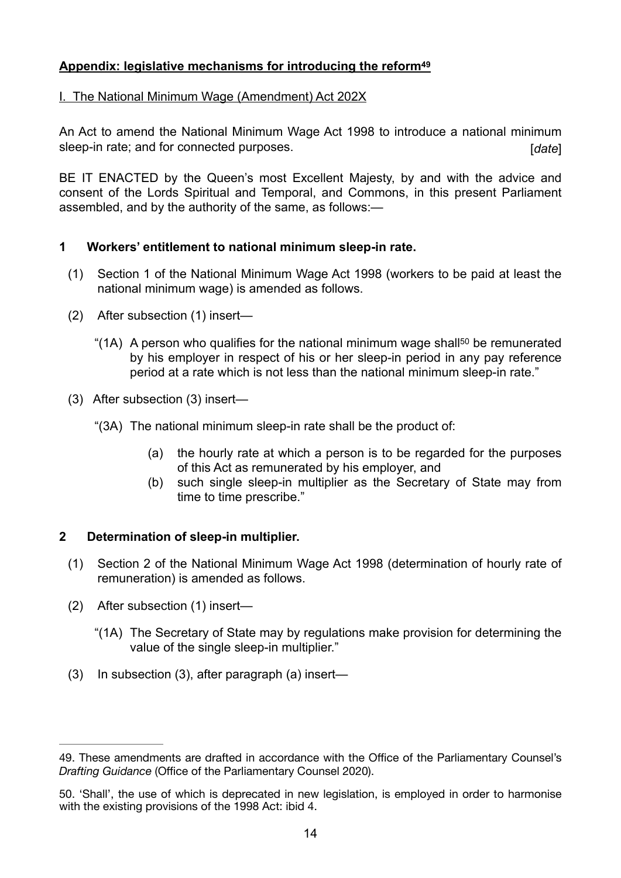## **Appendix: legislative mechanisms for introducing the reform**[49]

I. The National Minimum Wage (Amendment) Act 202X

An Act to amend the National Minimum Wage Act 1998 to introduce a national minimum sleep-in rate; and for connected purposes. [*date*]

BE IT ENACTED by the Queen's most Excellent Majesty, by and with the advice and consent of the Lords Spiritual and Temporal, and Commons, in this present Parliament assembled, and by the authority of the same, as follows:—

**1 Workers' entitlement to national minimum sleep-in rate.**

(1) Section 1 of the National Minimum Wage Act 1998 (workers to be paid at least the national minimum wage) is amended as follows.

(2) After subsection (1) insert—

"(1A) A person who qualifies for the national minimum wage shall[50] be remunerated by his employer in respect of his or her sleep-in period in any pay reference period at a rate which is not less than the national minimum sleep-in rate."

(3) After subsection (3) insert—

"(3A) The national minimum sleep-in rate shall be the product of:

(a) the hourly rate at which a person is to be regarded for the purposes of this Act as remunerated by his employer, and
(b) such single sleep-in multiplier as the Secretary of State may from time to time prescribe."

**2 Determination of sleep-in multiplier.**

(1) Section 2 of the National Minimum Wage Act 1998 (determination of hourly rate of remuneration) is amended as follows.

(2) After subsection (1) insert—

"(1A) The Secretary of State may by regulations make provision for determining the value of the single sleep-in multiplier."

(3) In subsection (3), after paragraph (a) insert—

---

49. These amendments are drafted in accordance with the Office of the Parliamentary Counsel's *Drafting Guidance* (Office of the Parliamentary Counsel 2020).

50. 'Shall', the use of which is deprecated in new legislation, is employed in order to harmonise with the existing provisions of the 1998 Act: ibid 4.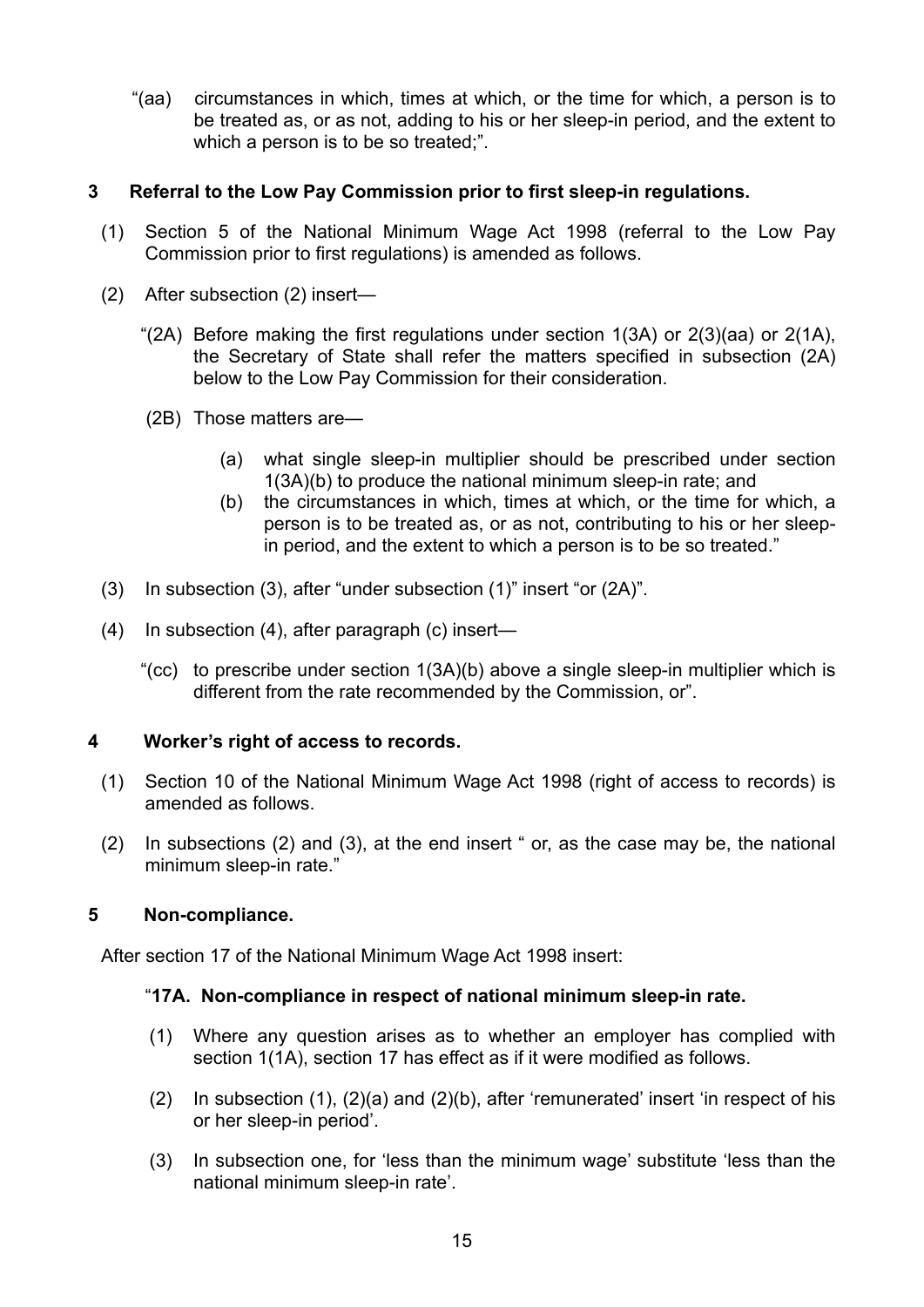"(aa) circumstances in which, times at which, or the time for which, a person is to be treated as, or as not, adding to his or her sleep-in period, and the extent to which a person is to be so treated;".

**3 Referral to the Low Pay Commission prior to first sleep-in regulations.**

(1) Section 5 of the National Minimum Wage Act 1998 (referral to the Low Pay Commission prior to first regulations) is amended as follows.

(2) After subsection (2) insert—

"(2A) Before making the first regulations under section 1(3A) or 2(3)(aa) or 2(1A), the Secretary of State shall refer the matters specified in subsection (2A) below to the Low Pay Commission for their consideration.

(2B) Those matters are—

(a) what single sleep-in multiplier should be prescribed under section 1(3A)(b) to produce the national minimum sleep-in rate; and

(b) the circumstances in which, times at which, or the time for which, a person is to be treated as, or as not, contributing to his or her sleep-in period, and the extent to which a person is to be so treated."

(3) In subsection (3), after "under subsection (1)" insert "or (2A)".

(4) In subsection (4), after paragraph (c) insert—

"(cc) to prescribe under section 1(3A)(b) above a single sleep-in multiplier which is different from the rate recommended by the Commission, or".

**4 Worker's right of access to records.**

(1) Section 10 of the National Minimum Wage Act 1998 (right of access to records) is amended as follows.

(2) In subsections (2) and (3), at the end insert " or, as the case may be, the national minimum sleep-in rate."

**5 Non-compliance.**

After section 17 of the National Minimum Wage Act 1998 insert:

"**17A. Non-compliance in respect of national minimum sleep-in rate.**

(1) Where any question arises as to whether an employer has complied with section 1(1A), section 17 has effect as if it were modified as follows.

(2) In subsection (1), (2)(a) and (2)(b), after 'remunerated' insert 'in respect of his or her sleep-in period'.

(3) In subsection one, for 'less than the minimum wage' substitute 'less than the national minimum sleep-in rate'.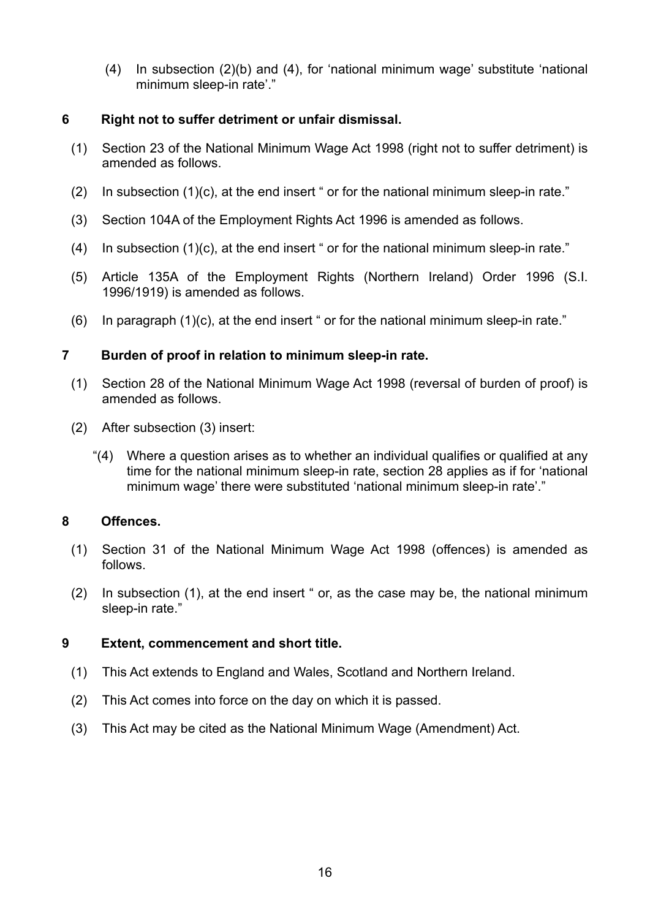(4) In subsection (2)(b) and (4), for 'national minimum wage' substitute 'national minimum sleep-in rate'."

### 6 Right not to suffer detriment or unfair dismissal.

(1) Section 23 of the National Minimum Wage Act 1998 (right not to suffer detriment) is amended as follows.

(2) In subsection (1)(c), at the end insert " or for the national minimum sleep-in rate."

(3) Section 104A of the Employment Rights Act 1996 is amended as follows.

(4) In subsection (1)(c), at the end insert " or for the national minimum sleep-in rate."

(5) Article 135A of the Employment Rights (Northern Ireland) Order 1996 (S.I. 1996/1919) is amended as follows.

(6) In paragraph (1)(c), at the end insert " or for the national minimum sleep-in rate."

### 7 Burden of proof in relation to minimum sleep-in rate.

(1) Section 28 of the National Minimum Wage Act 1998 (reversal of burden of proof) is amended as follows.

(2) After subsection (3) insert:

"(4) Where a question arises as to whether an individual qualifies or qualified at any time for the national minimum sleep-in rate, section 28 applies as if for 'national minimum wage' there were substituted 'national minimum sleep-in rate'."

### 8 Offences.

(1) Section 31 of the National Minimum Wage Act 1998 (offences) is amended as follows.

(2) In subsection (1), at the end insert " or, as the case may be, the national minimum sleep-in rate."

### 9 Extent, commencement and short title.

(1) This Act extends to England and Wales, Scotland and Northern Ireland.

(2) This Act comes into force on the day on which it is passed.

(3) This Act may be cited as the National Minimum Wage (Amendment) Act.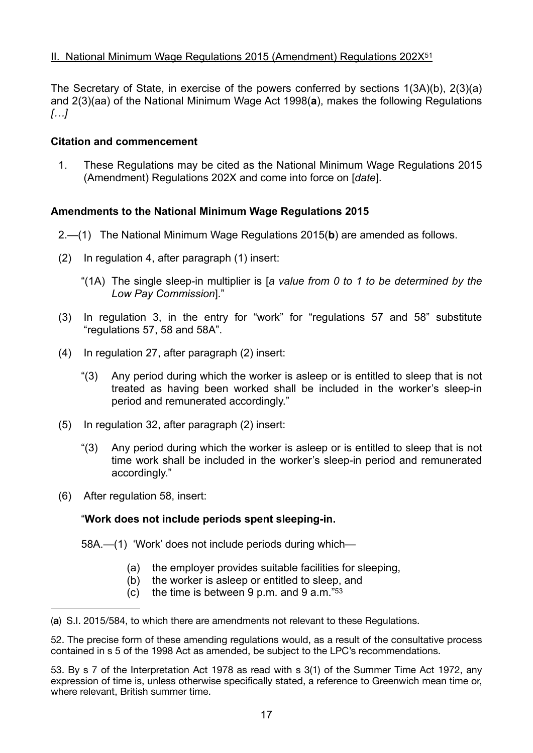II. National Minimum Wage Regulations 2015 (Amendment) Regulations 202X[51]

The Secretary of State, in exercise of the powers conferred by sections 1(3A)(b), 2(3)(a) and 2(3)(aa) of the National Minimum Wage Act 1998(**a**), makes the following Regulations *[…]*

**Citation and commencement**

1. These Regulations may be cited as the National Minimum Wage Regulations 2015 (Amendment) Regulations 202X and come into force on [*date*].

**Amendments to the National Minimum Wage Regulations 2015**

2.—(1) The National Minimum Wage Regulations 2015(**b**) are amended as follows.

(2) In regulation 4, after paragraph (1) insert:

"(1A) The single sleep-in multiplier is [*a value from 0 to 1 to be determined by the Low Pay Commission*]."

(3) In regulation 3, in the entry for "work" for "regulations 57 and 58" substitute "regulations 57, 58 and 58A".

(4) In regulation 27, after paragraph (2) insert:

"(3) Any period during which the worker is asleep or is entitled to sleep that is not treated as having been worked shall be included in the worker's sleep-in period and remunerated accordingly."

(5) In regulation 32, after paragraph (2) insert:

"(3) Any period during which the worker is asleep or is entitled to sleep that is not time work shall be included in the worker's sleep-in period and remunerated accordingly."

(6) After regulation 58, insert:

"**Work does not include periods spent sleeping-in.**

58A.—(1) 'Work' does not include periods during which—

(a) the employer provides suitable facilities for sleeping,
(b) the worker is asleep or entitled to sleep, and
(c) the time is between 9 p.m. and 9 a.m."[53]

---

(**a**) S.I. 2015/584, to which there are amendments not relevant to these Regulations.

52. The precise form of these amending regulations would, as a result of the consultative process contained in s 5 of the 1998 Act as amended, be subject to the LPC's recommendations.

53. By s 7 of the Interpretation Act 1978 as read with s 3(1) of the Summer Time Act 1972, any expression of time is, unless otherwise specifically stated, a reference to Greenwich mean time or, where relevant, British summer time.